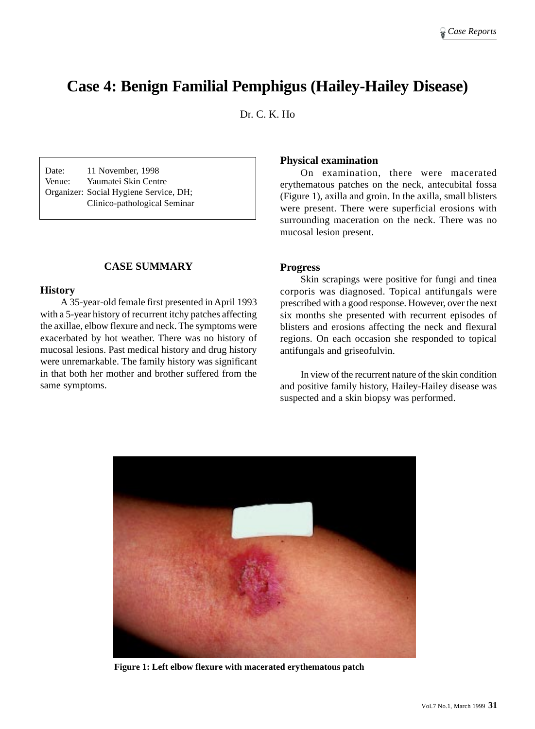# Case 4: Benign Familial Pemphigus (Hailey-Hailey Disease)

Dr. C. K. Ho

Date: 11 November, 1998
Venue: Yaumatei Skin Centre
Organizer: Social Hygiene Service, DH; Clinico-pathological Seminar

## CASE SUMMARY

### History

A 35-year-old female first presented in April 1993 with a 5-year history of recurrent itchy patches affecting the axillae, elbow flexure and neck. The symptoms were exacerbated by hot weather. There was no history of mucosal lesions. Past medical history and drug history were unremarkable. The family history was significant in that both her mother and brother suffered from the same symptoms.

### Physical examination

On examination, there were macerated erythematous patches on the neck, antecubital fossa (Figure 1), axilla and groin. In the axilla, small blisters were present. There were superficial erosions with surrounding maceration on the neck. There was no mucosal lesion present.

### Progress

Skin scrapings were positive for fungi and tinea corporis was diagnosed. Topical antifungals were prescribed with a good response. However, over the next six months she presented with recurrent episodes of blisters and erosions affecting the neck and flexural regions. On each occasion she responded to topical antifungals and griseofulvin.

In view of the recurrent nature of the skin condition and positive family history, Hailey-Hailey disease was suspected and a skin biopsy was performed.

**Figure 1: Left elbow flexure with macerated erythematous patch**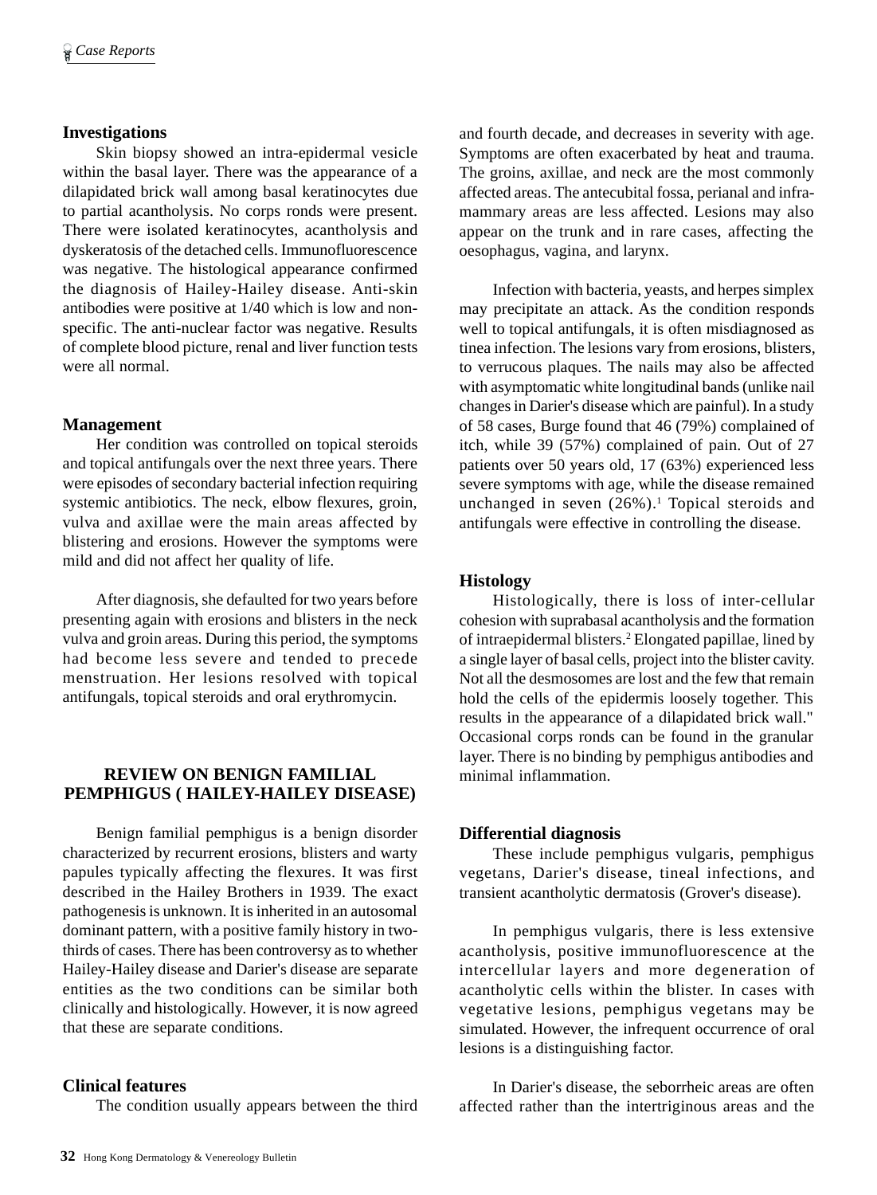## Investigations

Skin biopsy showed an intra-epidermal vesicle within the basal layer. There was the appearance of a dilapidated brick wall among basal keratinocytes due to partial acantholysis. No corps ronds were present. There were isolated keratinocytes, acantholysis and dyskeratosis of the detached cells. Immunofluorescence was negative. The histological appearance confirmed the diagnosis of Hailey-Hailey disease. Anti-skin antibodies were positive at 1/40 which is low and non-specific. The anti-nuclear factor was negative. Results of complete blood picture, renal and liver function tests were all normal.

## Management

Her condition was controlled on topical steroids and topical antifungals over the next three years. There were episodes of secondary bacterial infection requiring systemic antibiotics. The neck, elbow flexures, groin, vulva and axillae were the main areas affected by blistering and erosions. However the symptoms were mild and did not affect her quality of life.

After diagnosis, she defaulted for two years before presenting again with erosions and blisters in the neck vulva and groin areas. During this period, the symptoms had become less severe and tended to precede menstruation. Her lesions resolved with topical antifungals, topical steroids and oral erythromycin.

# REVIEW ON BENIGN FAMILIAL PEMPHIGUS ( HAILEY-HAILEY DISEASE)

Benign familial pemphigus is a benign disorder characterized by recurrent erosions, blisters and warty papules typically affecting the flexures. It was first described in the Hailey Brothers in 1939. The exact pathogenesis is unknown. It is inherited in an autosomal dominant pattern, with a positive family history in two-thirds of cases. There has been controversy as to whether Hailey-Hailey disease and Darier's disease are separate entities as the two conditions can be similar both clinically and histologically. However, it is now agreed that these are separate conditions.

## Clinical features

The condition usually appears between the third and fourth decade, and decreases in severity with age. Symptoms are often exacerbated by heat and trauma. The groins, axillae, and neck are the most commonly affected areas. The antecubital fossa, perianal and infra-mammary areas are less affected. Lesions may also appear on the trunk and in rare cases, affecting the oesophagus, vagina, and larynx.

Infection with bacteria, yeasts, and herpes simplex may precipitate an attack. As the condition responds well to topical antifungals, it is often misdiagnosed as tinea infection. The lesions vary from erosions, blisters, to verrucous plaques. The nails may also be affected with asymptomatic white longitudinal bands (unlike nail changes in Darier's disease which are painful). In a study of 58 cases, Burge found that 46 (79%) complained of itch, while 39 (57%) complained of pain. Out of 27 patients over 50 years old, 17 (63%) experienced less severe symptoms with age, while the disease remained unchanged in seven (26%).[1] Topical steroids and antifungals were effective in controlling the disease.

## Histology

Histologically, there is loss of inter-cellular cohesion with suprabasal acantholysis and the formation of intraepidermal blisters.[2] Elongated papillae, lined by a single layer of basal cells, project into the blister cavity. Not all the desmosomes are lost and the few that remain hold the cells of the epidermis loosely together. This results in the appearance of a dilapidated brick wall." Occasional corps ronds can be found in the granular layer. There is no binding by pemphigus antibodies and minimal inflammation.

## Differential diagnosis

These include pemphigus vulgaris, pemphigus vegetans, Darier's disease, tineal infections, and transient acantholytic dermatosis (Grover's disease).

In pemphigus vulgaris, there is less extensive acantholysis, positive immunofluorescence at the intercellular layers and more degeneration of acantholytic cells within the blister. In cases with vegetative lesions, pemphigus vegetans may be simulated. However, the infrequent occurrence of oral lesions is a distinguishing factor.

In Darier's disease, the seborrheic areas are often affected rather than the intertriginous areas and the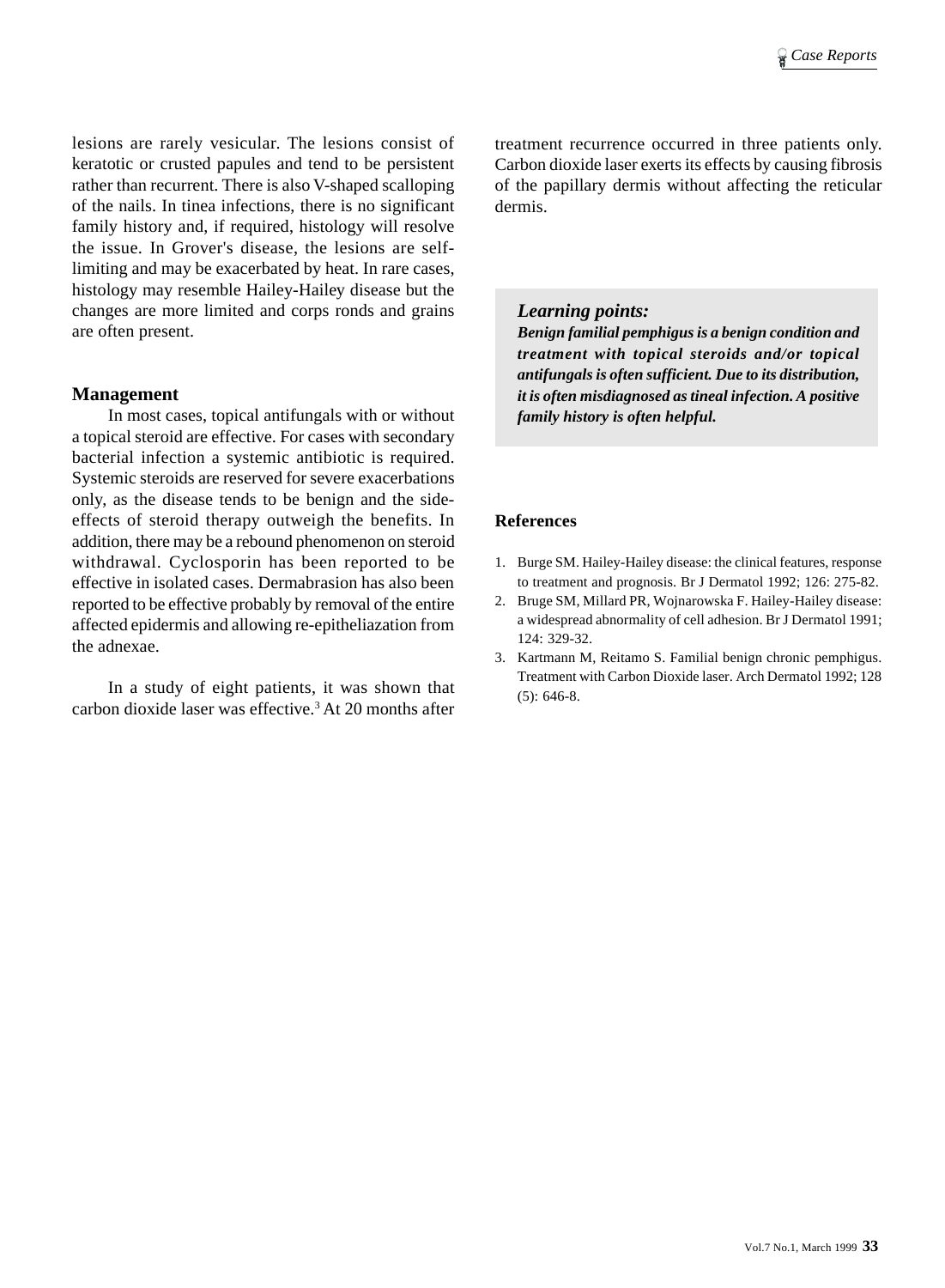lesions are rarely vesicular. The lesions consist of keratotic or crusted papules and tend to be persistent rather than recurrent. There is also V-shaped scalloping of the nails. In tinea infections, there is no significant family history and, if required, histology will resolve the issue. In Grover's disease, the lesions are self-limiting and may be exacerbated by heat. In rare cases, histology may resemble Hailey-Hailey disease but the changes are more limited and corps ronds and grains are often present.

## Management

In most cases, topical antifungals with or without a topical steroid are effective. For cases with secondary bacterial infection a systemic antibiotic is required. Systemic steroids are reserved for severe exacerbations only, as the disease tends to be benign and the side-effects of steroid therapy outweigh the benefits. In addition, there may be a rebound phenomenon on steroid withdrawal. Cyclosporin has been reported to be effective in isolated cases. Dermabrasion has also been reported to be effective probably by removal of the entire affected epidermis and allowing re-epitheliazation from the adnexae.

In a study of eight patients, it was shown that carbon dioxide laser was effective.[3] At 20 months after treatment recurrence occurred in three patients only. Carbon dioxide laser exerts its effects by causing fibrosis of the papillary dermis without affecting the reticular dermis.

> ***Learning points:***
>
> ***Benign familial pemphigus is a benign condition and treatment with topical steroids and/or topical antifungals is often sufficient. Due to its distribution, it is often misdiagnosed as tineal infection. A positive family history is often helpful.***

## References

1. Burge SM. Hailey-Hailey disease: the clinical features, response to treatment and prognosis. Br J Dermatol 1992; 126: 275-82.
2. Bruge SM, Millard PR, Wojnarowska F. Hailey-Hailey disease: a widespread abnormality of cell adhesion. Br J Dermatol 1991; 124: 329-32.
3. Kartmann M, Reitamo S. Familial benign chronic pemphigus. Treatment with Carbon Dioxide laser. Arch Dermatol 1992; 128 (5): 646-8.